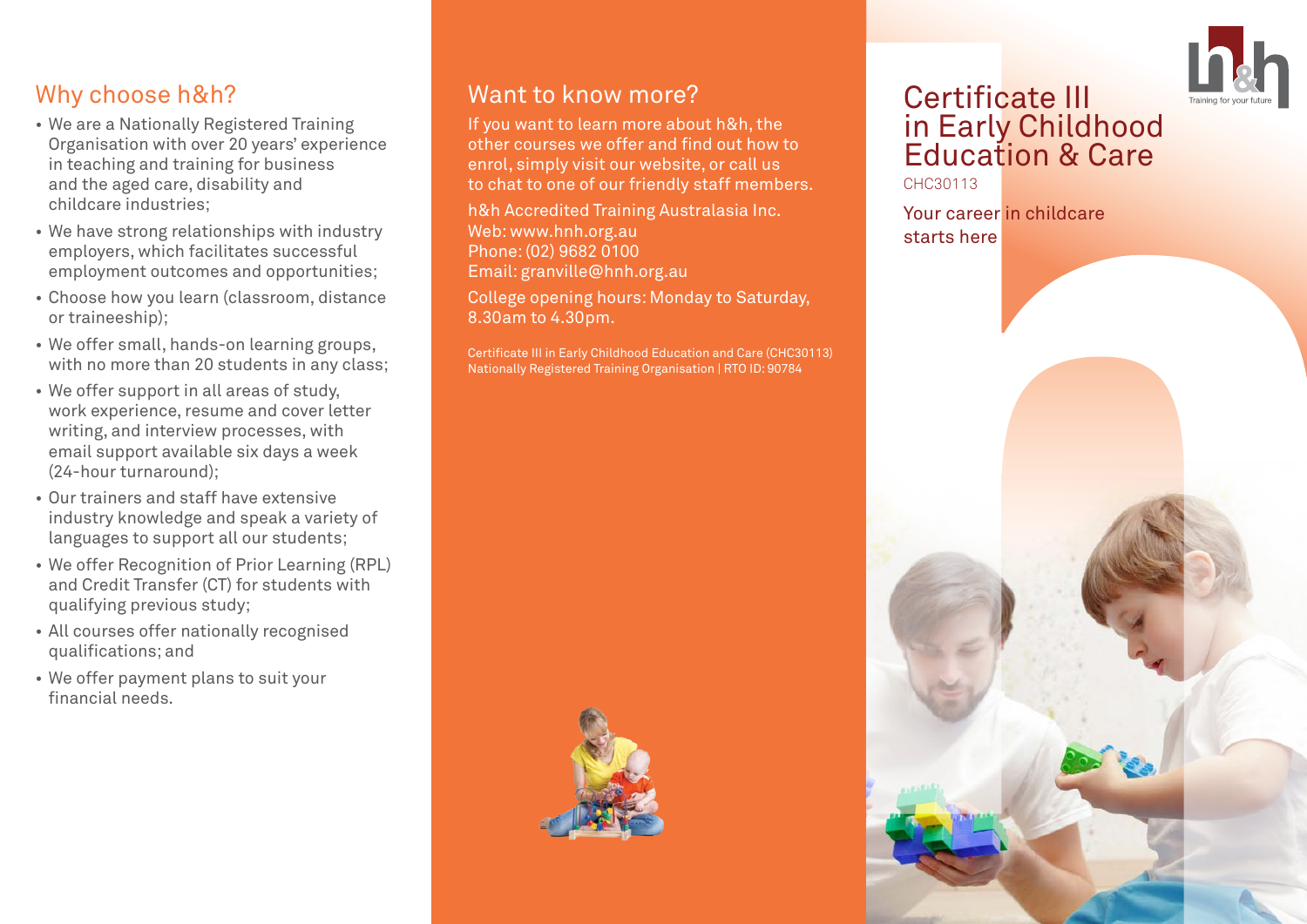## Why choose h&h?

- We are a Nationally Registered Training Organisation with over 20 years' experience in teaching and training for business and the aged care, disability and childcare industries;
- We have strong relationships with industry employers, which facilitates successful employment outcomes and opportunities;
- Choose how you learn (classroom, distance or traineeship);
- We offer small, hands-on learning groups, with no more than 20 students in any class;
- We offer support in all areas of study, work experience, resume and cover letter writing, and interview processes, with email support available six days a week (24-hour turnaround);
- Our trainers and staff have extensive industry knowledge and speak a variety of languages to support all our students;
- We offer Recognition of Prior Learning (RPL) and Credit Transfer (CT) for students with qualifying previous study;
- All courses offer nationally recognised qualifications; and
- We offer payment plans to suit your financial needs.

## Want to know more?

If you want to learn more about h&h, the other courses we offer and find out how to enrol, simply visit our website, or call us to chat to one of our friendly staff members.

h&h Accredited Training Australasia Inc.
Web: www.hnh.org.au
Phone: (02) 9682 0100
Email: granville@hnh.org.au

College opening hours: Monday to Saturday, 8.30am to 4.30pm.

Certificate III in Early Childhood Education and Care (CHC30113)
Nationally Registered Training Organisation | RTO ID: 90784

h&h Training for your future

# Certificate III in Early Childhood Education & Care

CHC30113

Your career in childcare starts here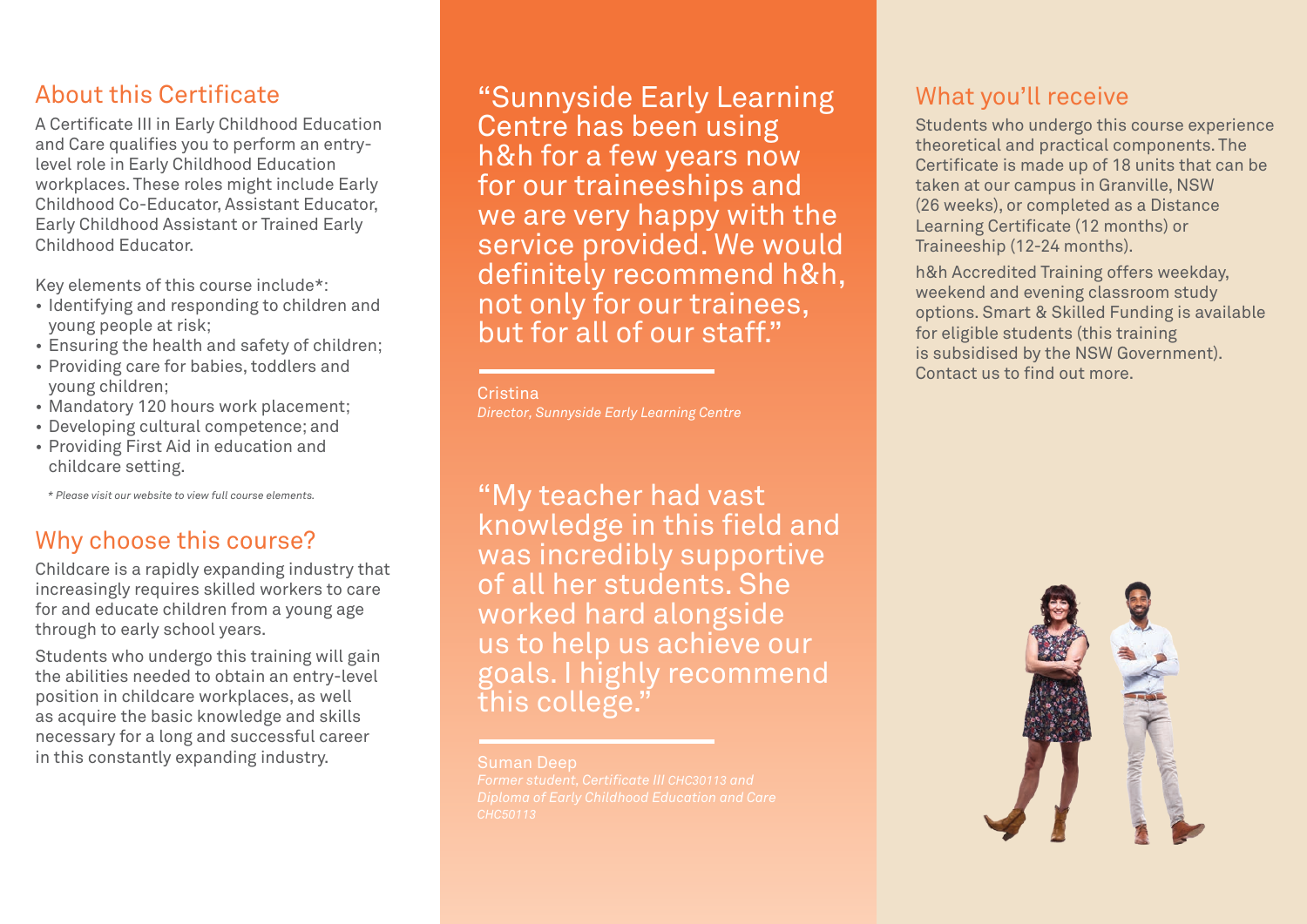## About this Certificate

A Certificate III in Early Childhood Education and Care qualifies you to perform an entry-level role in Early Childhood Education workplaces. These roles might include Early Childhood Co-Educator, Assistant Educator, Early Childhood Assistant or Trained Early Childhood Educator.

Key elements of this course include*:

- Identifying and responding to children and young people at risk;
- Ensuring the health and safety of children;
- Providing care for babies, toddlers and young children;
- Mandatory 120 hours work placement;
- Developing cultural competence; and
- Providing First Aid in education and childcare setting.

*\* Please visit our website to view full course elements.*

## Why choose this course?

Childcare is a rapidly expanding industry that increasingly requires skilled workers to care for and educate children from a young age through to early school years.

Students who undergo this training will gain the abilities needed to obtain an entry-level position in childcare workplaces, as well as acquire the basic knowledge and skills necessary for a long and successful career in this constantly expanding industry.

> "Sunnyside Early Learning Centre has been using h&h for a few years now for our traineeships and we are very happy with the service provided. We would definitely recommend h&h, not only for our trainees, but for all of our staff."

Cristina
*Director, Sunnyside Early Learning Centre*

> "My teacher had vast knowledge in this field and was incredibly supportive of all her students. She worked hard alongside us to help us achieve our goals. I highly recommend this college."

Suman Deep
*Former student, Certificate III CHC30113 and Diploma of Early Childhood Education and Care CHC50113*

## What you'll receive

Students who undergo this course experience theoretical and practical components. The Certificate is made up of 18 units that can be taken at our campus in Granville, NSW (26 weeks), or completed as a Distance Learning Certificate (12 months) or Traineeship (12-24 months).

h&h Accredited Training offers weekday, weekend and evening classroom study options. Smart & Skilled Funding is available for eligible students (this training is subsidised by the NSW Government). Contact us to find out more.